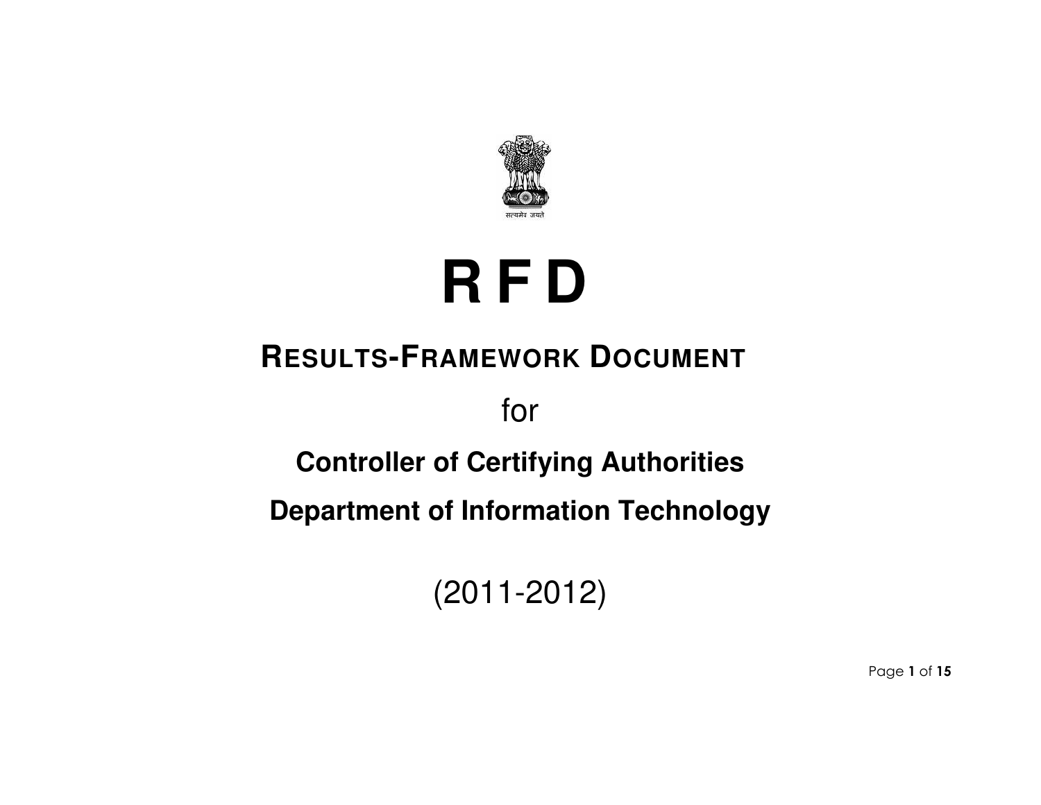सत्यमेव जयते

# R F D

## RESULTS-FRAMEWORK DOCUMENT

for

**Controller of Certifying Authorities**

**Department of Information Technology**

(2011-2012)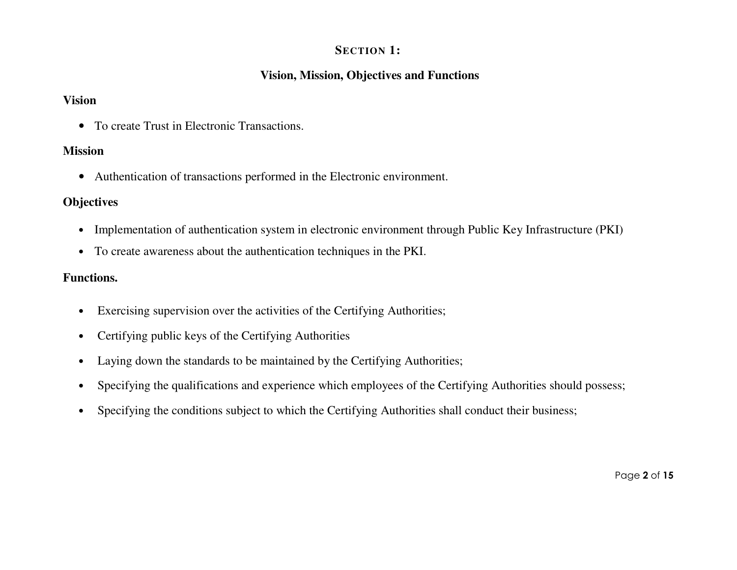# SECTION 1:

## Vision, Mission, Objectives and Functions

**Vision**

- To create Trust in Electronic Transactions.

**Mission**

- Authentication of transactions performed in the Electronic environment.

**Objectives**

- Implementation of authentication system in electronic environment through Public Key Infrastructure (PKI)
- To create awareness about the authentication techniques in the PKI.

**Functions.**

- Exercising supervision over the activities of the Certifying Authorities;
- Certifying public keys of the Certifying Authorities
- Laying down the standards to be maintained by the Certifying Authorities;
- Specifying the qualifications and experience which employees of the Certifying Authorities should possess;
- Specifying the conditions subject to which the Certifying Authorities shall conduct their business;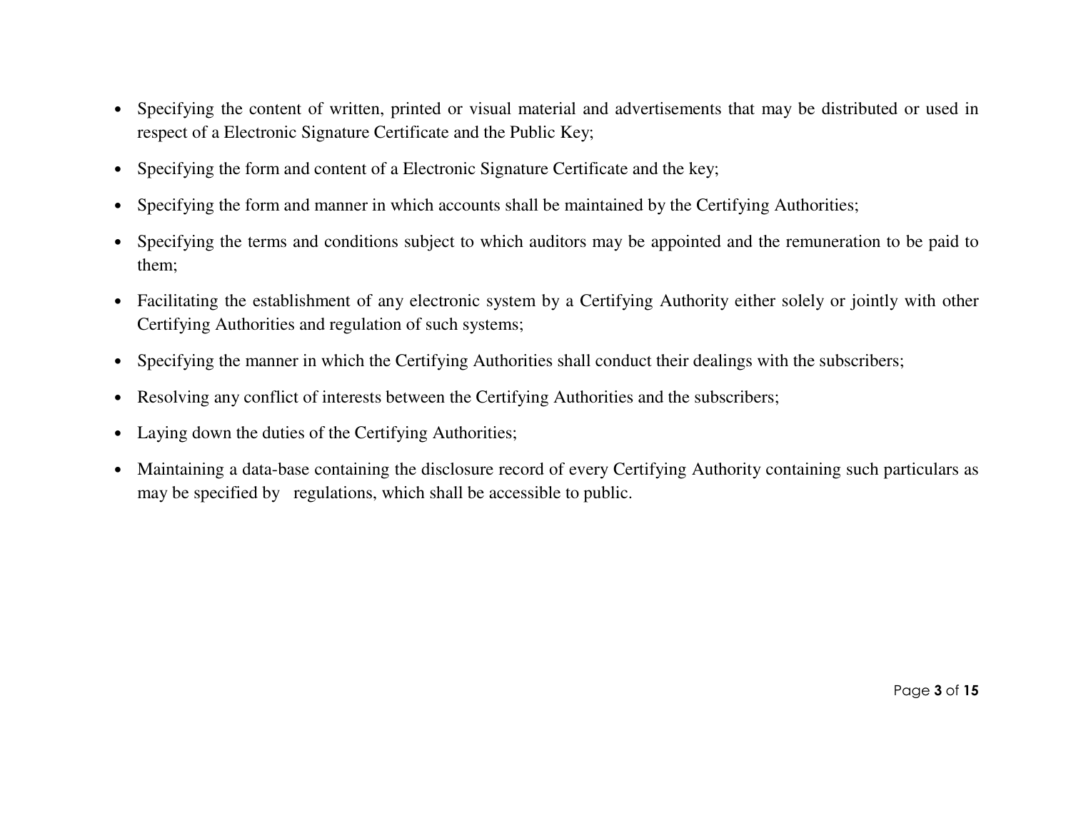- Specifying the content of written, printed or visual material and advertisements that may be distributed or used in respect of a Electronic Signature Certificate and the Public Key;
- Specifying the form and content of a Electronic Signature Certificate and the key;
- Specifying the form and manner in which accounts shall be maintained by the Certifying Authorities;
- Specifying the terms and conditions subject to which auditors may be appointed and the remuneration to be paid to them;
- Facilitating the establishment of any electronic system by a Certifying Authority either solely or jointly with other Certifying Authorities and regulation of such systems;
- Specifying the manner in which the Certifying Authorities shall conduct their dealings with the subscribers;
- Resolving any conflict of interests between the Certifying Authorities and the subscribers;
- Laying down the duties of the Certifying Authorities;
- Maintaining a data-base containing the disclosure record of every Certifying Authority containing such particulars as may be specified by regulations, which shall be accessible to public.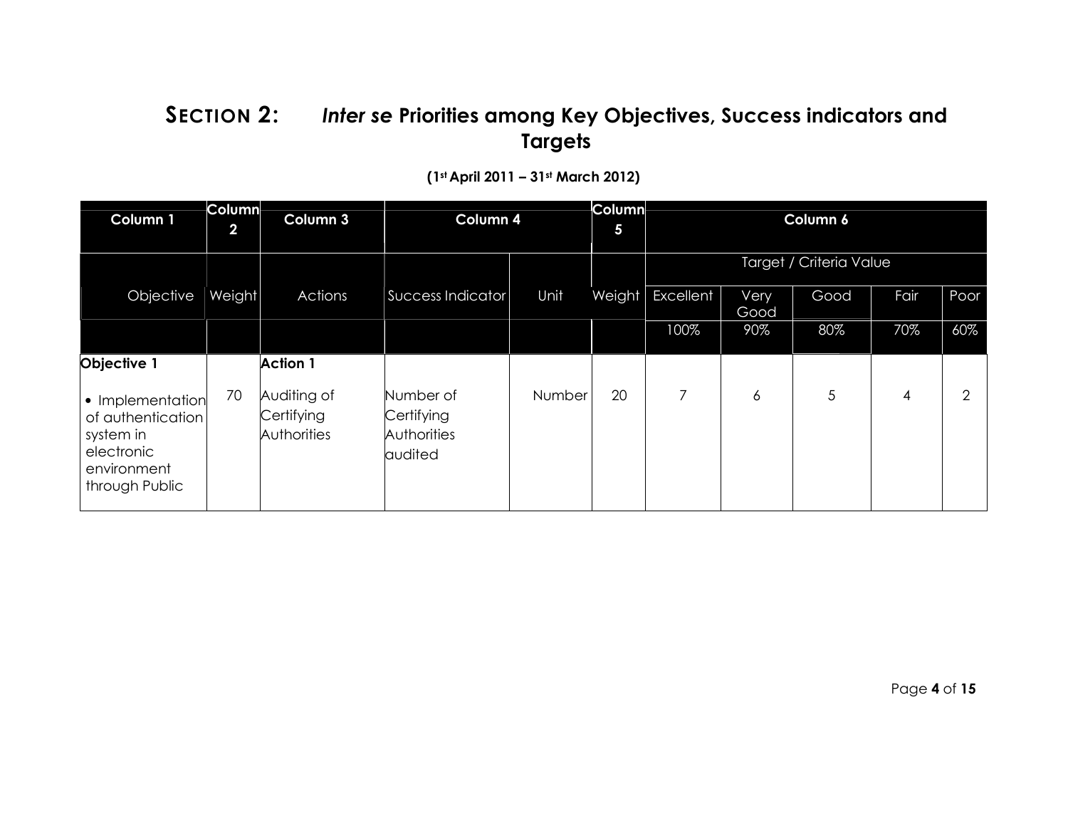# SECTION 2: *Inter se* Priorities among Key Objectives, Success indicators and Targets

**(1st April 2011 – 31st March 2012)**

| Column 1 | Column 2 | Column 3 | Column 4 | | Column 5 | Column 6 | | | | |
|---|---|---|---|---|---|---|---|---|---|---|
| | | | | | | Target / Criteria Value | | | | |
| Objective | Weight | Actions | Success Indicator | Unit | Weight | Excellent | Very Good | Good | Fair | Poor |
| | | | | | | 100% | 90% | 80% | 70% | 60% |
| **Objective 1**<br><br>• Implementation of authentication system in electronic environment through Public | 70 | **Action 1**<br><br>Auditing of Certifying Authorities | Number of Certifying Authorities audited | Number | 20 | 7 | 6 | 5 | 4 | 2 |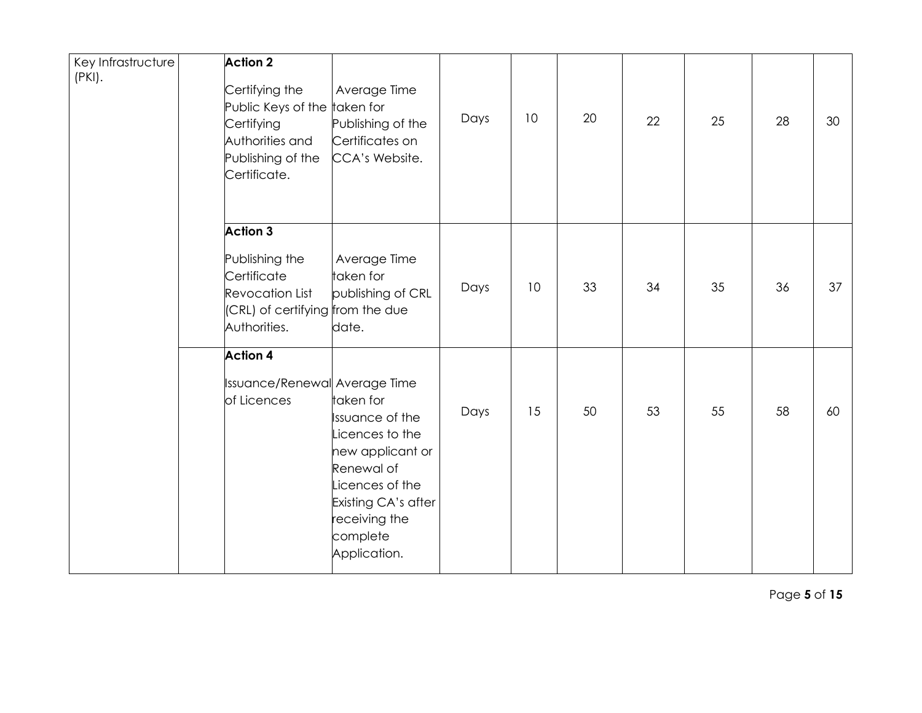| | | | | | | | | | | |
|---|---|---|---|---|---|---|---|---|---|---|
| Key Infrastructure (PKI). | | **Action 2**<br><br>Certifying the Public Keys of the Certifying Authorities and Publishing of the Certificate. | Average Time taken for Publishing of the Certificates on CCA's Website. | Days | 10 | 20 | 22 | 25 | 28 | 30 |
| | | **Action 3**<br><br>Publishing the Certificate Revocation List (CRL) of certifying Authorities. | Average Time taken for publishing of CRL from the due date. | Days | 10 | 33 | 34 | 35 | 36 | 37 |
| | | **Action 4**<br><br>Issuance/Renewal of Licences | Average Time taken for Issuance of the Licences to the new applicant or Renewal of Licences of the Existing CA's after receiving the complete Application. | Days | 15 | 50 | 53 | 55 | 58 | 60 |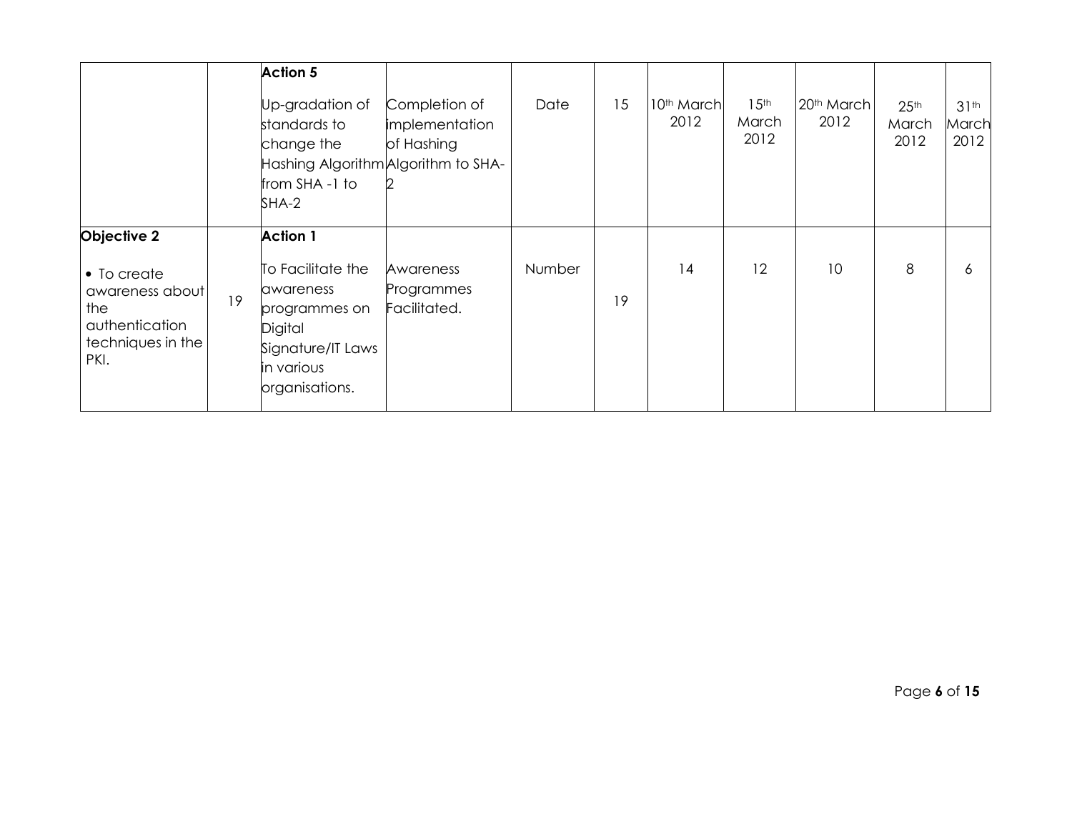|  |  | **Action 5**<br><br>Up-gradation of standards to change the Hashing Algorithm from SHA -1 to SHA-2 | Completion of implementation of Hashing Algorithm to SHA-2 | Date | 15 | 10th March 2012 | 15th March 2012 | 20th March 2012 | 25th March 2012 | 31th March 2012 |
|---|---|---|---|---|---|---|---|---|---|---|
| **Objective 2**<br><br>• To create awareness about the authentication techniques in the PKI. | 19 | **Action 1**<br><br>To Facilitate the awareness programmes on Digital Signature/IT Laws in various organisations. | Awareness Programmes Facilitated. | Number | 19 | 14 | 12 | 10 | 8 | 6 |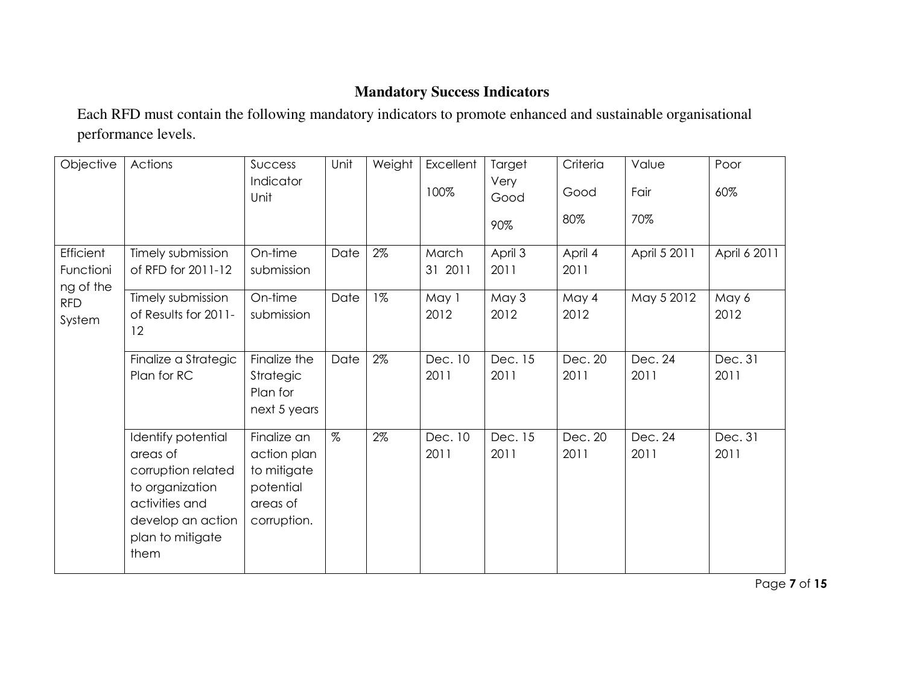## Mandatory Success Indicators

Each RFD must contain the following mandatory indicators to promote enhanced and sustainable organisational performance levels.

| Objective | Actions | Success Indicator Unit | Unit | Weight | Excellent 100% | Target Very Good 90% | Criteria Good 80% | Value Fair 70% | Poor 60% |
|---|---|---|---|---|---|---|---|---|---|
| Efficient Functioning of the RFD System | Timely submission of RFD for 2011-12 | On-time submission | Date | 2% | March 31 2011 | April 3 2011 | April 4 2011 | April 5 2011 | April 6 2011 |
| | Timely submission of Results for 2011-12 | On-time submission | Date | 1% | May 1 2012 | May 3 2012 | May 4 2012 | May 5 2012 | May 6 2012 |
| | Finalize a Strategic Plan for RC | Finalize the Strategic Plan for next 5 years | Date | 2% | Dec. 10 2011 | Dec. 15 2011 | Dec. 20 2011 | Dec. 24 2011 | Dec. 31 2011 |
| | Identify potential areas of corruption related to organization activities and develop an action plan to mitigate them | Finalize an action plan to mitigate potential areas of corruption. | % | 2% | Dec. 10 2011 | Dec. 15 2011 | Dec. 20 2011 | Dec. 24 2011 | Dec. 31 2011 |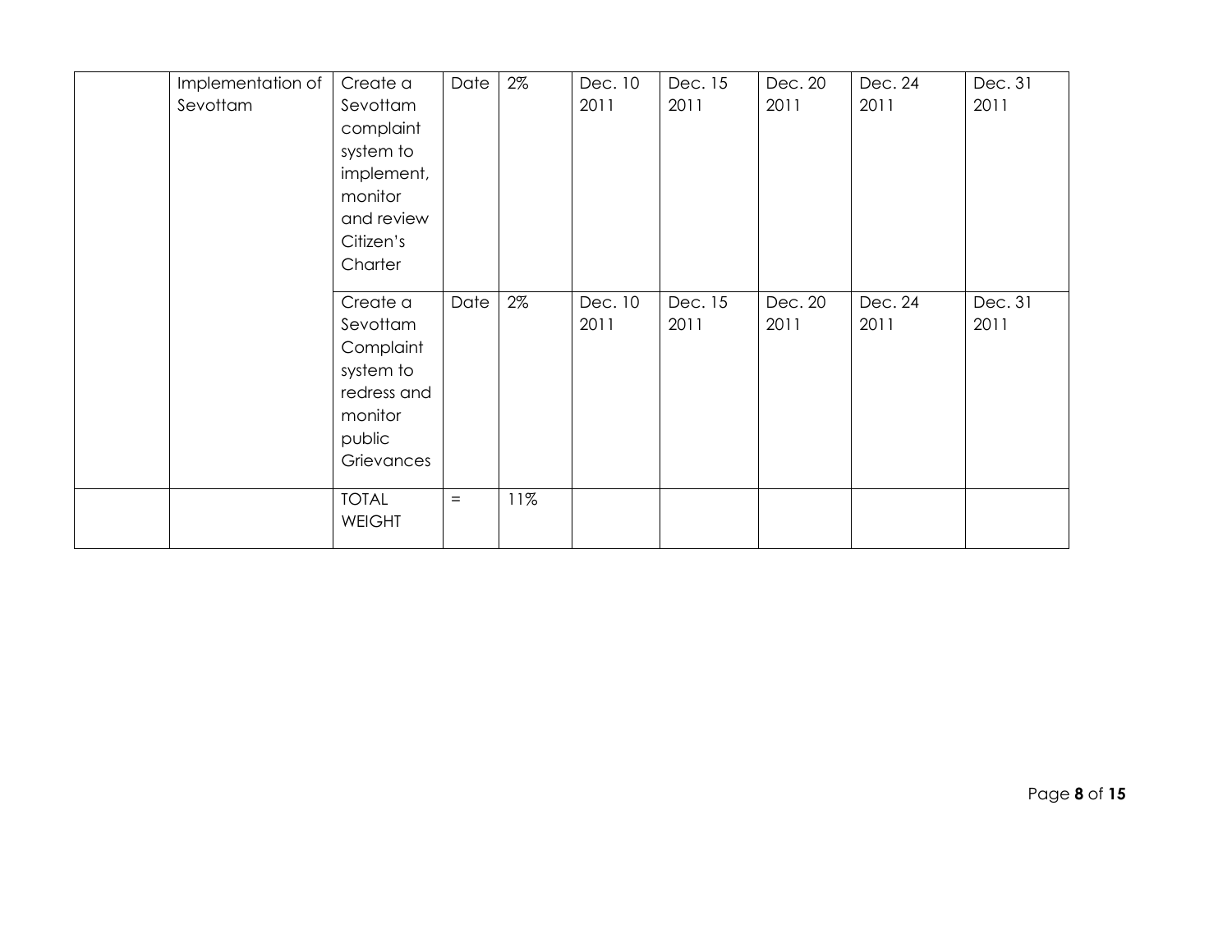| | | | | | | | | | |
|---|---|---|---|---|---|---|---|---|---|
| | Implementation of Sevottam | Create a Sevottam complaint system to implement, monitor and review Citizen's Charter | Date | 2% | Dec. 10 2011 | Dec. 15 2011 | Dec. 20 2011 | Dec. 24 2011 | Dec. 31 2011 |
| | | Create a Sevottam Complaint system to redress and monitor public Grievances | Date | 2% | Dec. 10 2011 | Dec. 15 2011 | Dec. 20 2011 | Dec. 24 2011 | Dec. 31 2011 |
| | | TOTAL WEIGHT | = | 11% | | | | | |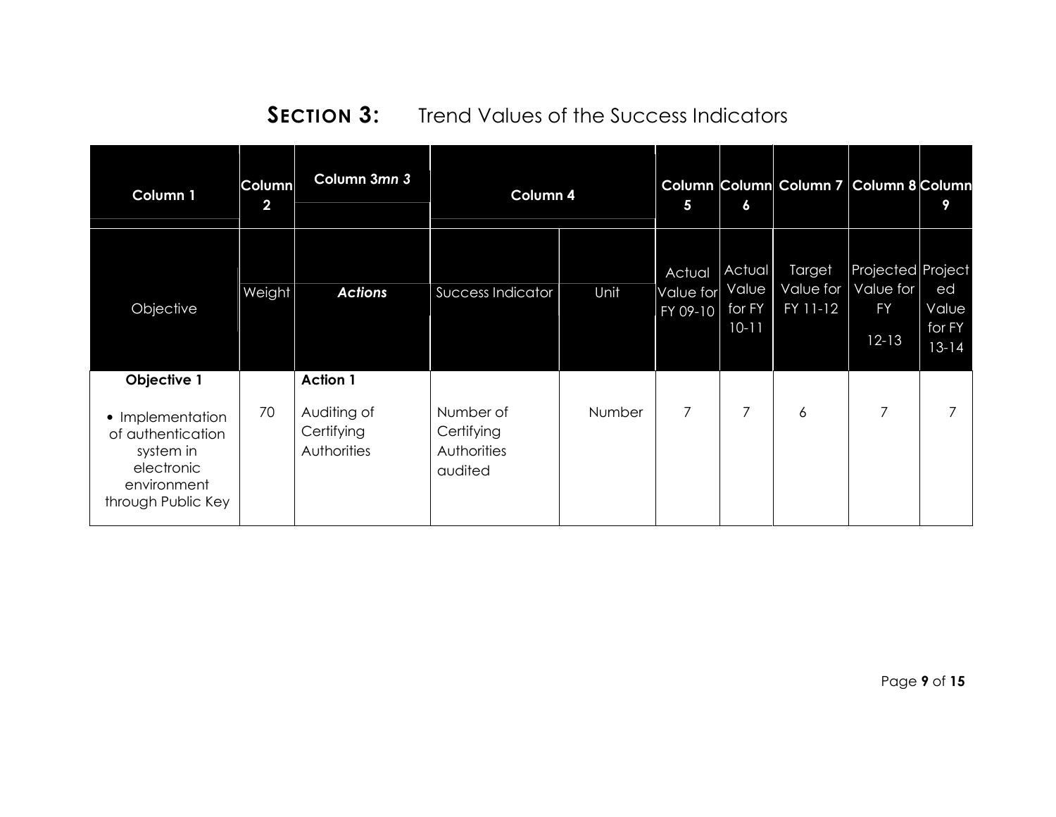## **SECTION 3:** Trend Values of the Success Indicators

| Column 1 | Column 2 | Column 3mn 3 | Column 4 | | Column 5 | Column 6 | Column 7 | Column 8 | Column 9 |
|---|---|---|---|---|---|---|---|---|---|
| Objective | Weight | ***Actions*** | Success Indicator | Unit | Actual Value for FY 09-10 | Actual Value for FY 10-11 | Target Value for FY 11-12 | Projected Value for FY 12-13 | Projected Value for FY 13-14 |
| **Objective 1**<br>• Implementation of authentication system in electronic environment through Public Key | 70 | **Action 1**<br>Auditing of Certifying Authorities | Number of Certifying Authorities audited | Number | 7 | 7 | 6 | 7 | 7 |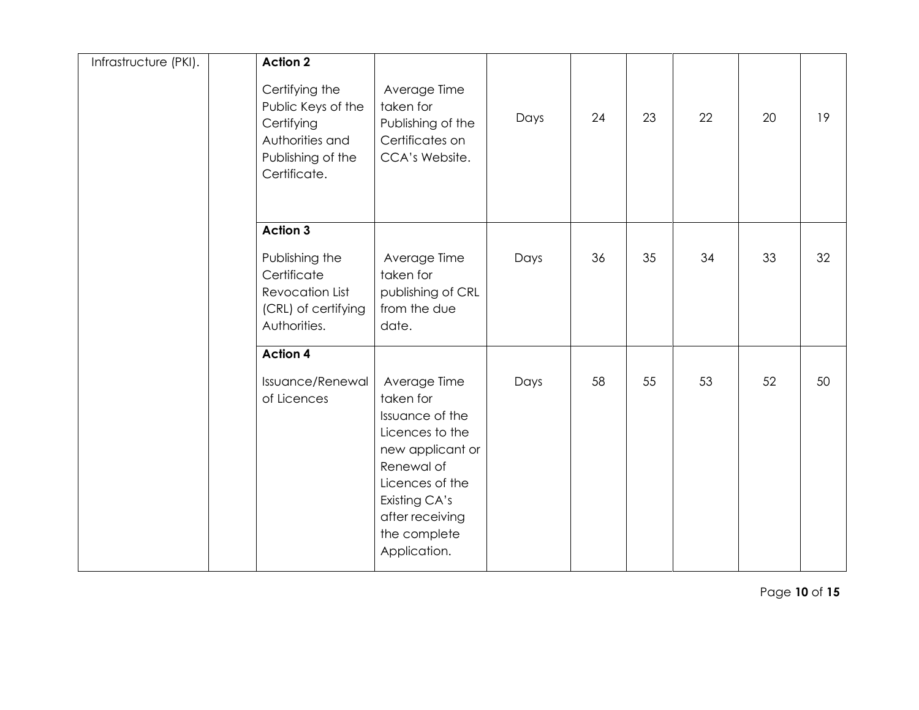| | | | | | | | | | |
|---|---|---|---|---|---|---|---|---|---|
| Infrastructure (PKI). | | **Action 2**<br><br>Certifying the Public Keys of the Certifying Authorities and Publishing of the Certificate. | Average Time taken for Publishing of the Certificates on CCA's Website. | Days | 24 | 23 | 22 | 20 | 19 |
| | | **Action 3**<br><br>Publishing the Certificate Revocation List (CRL) of certifying Authorities. | Average Time taken for publishing of CRL from the due date. | Days | 36 | 35 | 34 | 33 | 32 |
| | | **Action 4**<br><br>Issuance/Renewal of Licences | Average Time taken for Issuance of the Licences to the new applicant or Renewal of Licences of the Existing CA's after receiving the complete Application. | Days | 58 | 55 | 53 | 52 | 50 |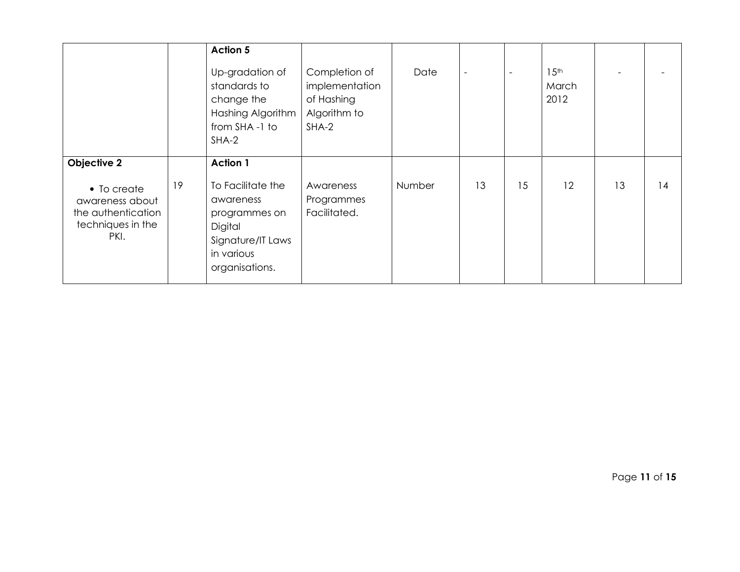| | | | | | | | | | |
|---|---|---|---|---|---|---|---|---|---|
| | | **Action 5**<br><br>Up-gradation of standards to change the Hashing Algorithm from SHA -1 to SHA-2 | Completion of implementation of Hashing Algorithm to SHA-2 | Date | - | - | 15th March 2012 | - | - |
| **Objective 2**<br><br>• To create awareness about the authentication techniques in the PKI. | 19 | **Action 1**<br><br>To Facilitate the awareness programmes on Digital Signature/IT Laws in various organisations. | Awareness Programmes Facilitated. | Number | 13 | 15 | 12 | 13 | 14 |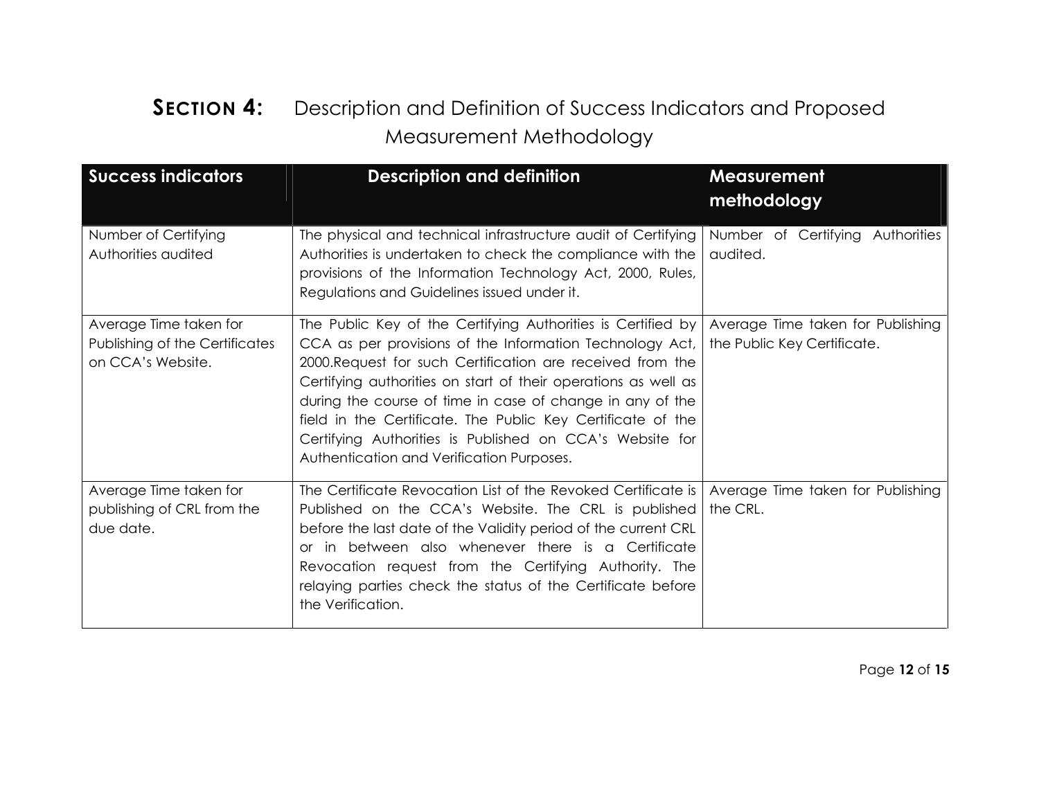# **SECTION 4:** Description and Definition of Success Indicators and Proposed Measurement Methodology

| Success indicators | Description and definition | Measurement methodology |
|---|---|---|
| Number of Certifying Authorities audited | The physical and technical infrastructure audit of Certifying Authorities is undertaken to check the compliance with the provisions of the Information Technology Act, 2000, Rules, Regulations and Guidelines issued under it. | Number of Certifying Authorities audited. |
| Average Time taken for Publishing of the Certificates on CCA's Website. | The Public Key of the Certifying Authorities is Certified by CCA as per provisions of the Information Technology Act, 2000.Request for such Certification are received from the Certifying authorities on start of their operations as well as during the course of time in case of change in any of the field in the Certificate. The Public Key Certificate of the Certifying Authorities is Published on CCA's Website for Authentication and Verification Purposes. | Average Time taken for Publishing the Public Key Certificate. |
| Average Time taken for publishing of CRL from the due date. | The Certificate Revocation List of the Revoked Certificate is Published on the CCA's Website. The CRL is published before the last date of the Validity period of the current CRL or in between also whenever there is a Certificate Revocation request from the Certifying Authority. The relaying parties check the status of the Certificate before the Verification. | Average Time taken for Publishing the CRL. |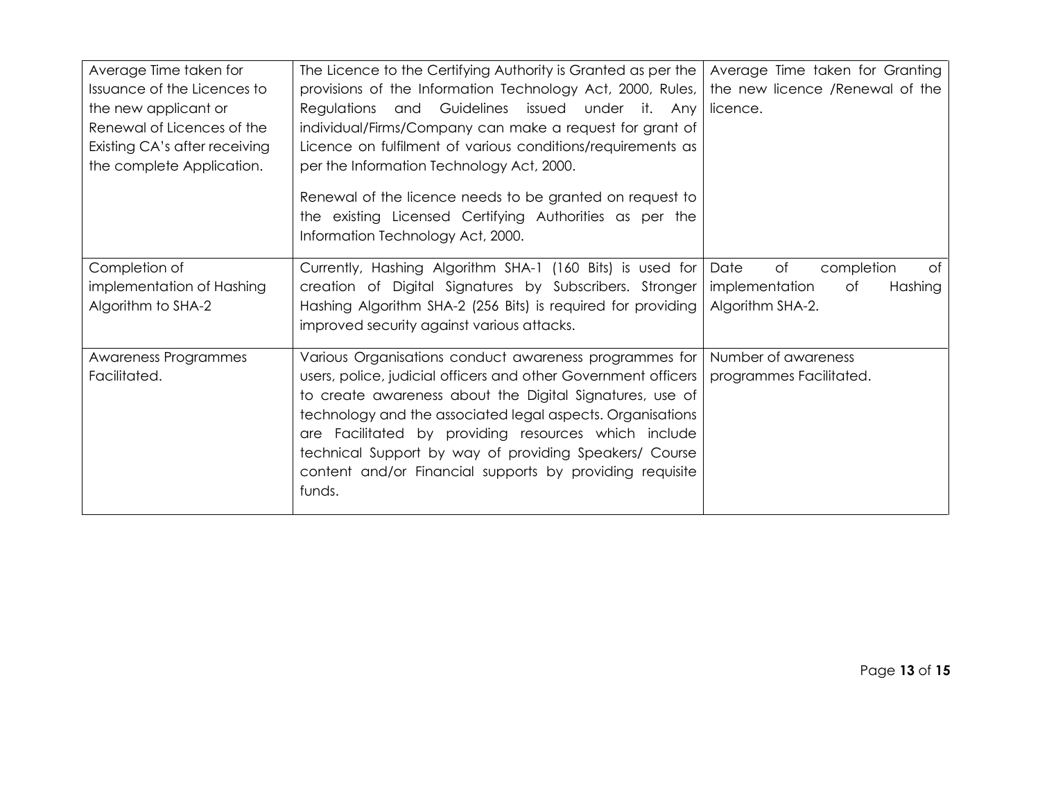| Average Time taken for Issuance of the Licences to the new applicant or Renewal of Licences of the Existing CA's after receiving the complete Application. | The Licence to the Certifying Authority is Granted as per the provisions of the Information Technology Act, 2000, Rules, Regulations and Guidelines issued under it. Any individual/Firms/Company can make a request for grant of Licence on fulfilment of various conditions/requirements as per the Information Technology Act, 2000.<br><br>Renewal of the licence needs to be granted on request to the existing Licensed Certifying Authorities as per the Information Technology Act, 2000. | Average Time taken for Granting the new licence /Renewal of the licence. |
|---|---|---|
| Completion of implementation of Hashing Algorithm to SHA-2 | Currently, Hashing Algorithm SHA-1 (160 Bits) is used for creation of Digital Signatures by Subscribers. Stronger Hashing Algorithm SHA-2 (256 Bits) is required for providing improved security against various attacks. | Date of completion of implementation of Hashing Algorithm SHA-2. |
| Awareness Programmes Facilitated. | Various Organisations conduct awareness programmes for users, police, judicial officers and other Government officers to create awareness about the Digital Signatures, use of technology and the associated legal aspects. Organisations are Facilitated by providing resources which include technical Support by way of providing Speakers/ Course content and/or Financial supports by providing requisite funds. | Number of awareness programmes Facilitated. |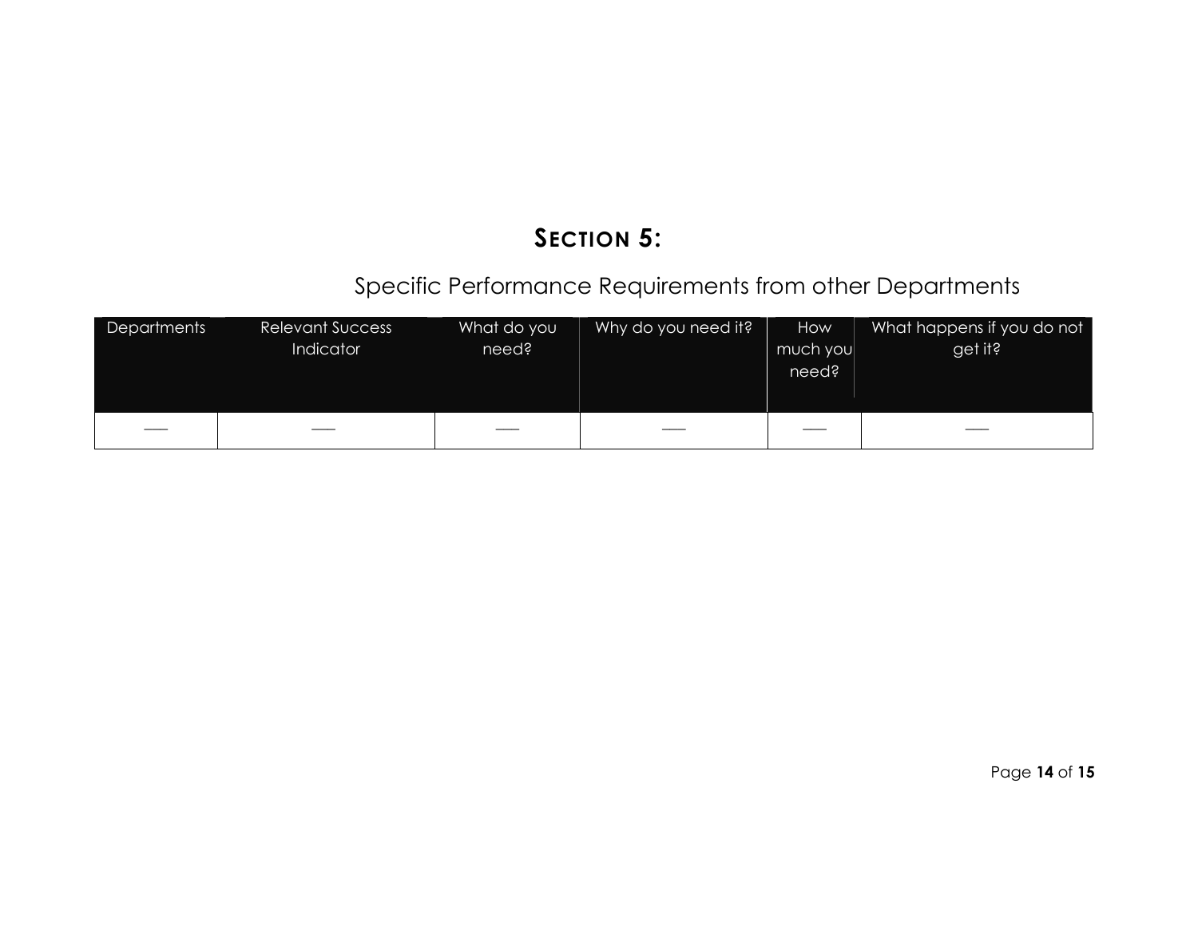## SECTION 5:

### Specific Performance Requirements from other Departments

| Departments | Relevant Success Indicator | What do you need? | Why do you need it? | How much you need? | What happens if you do not get it? |
|---|---|---|---|---|---|
| ___ | ___ | ___ | ___ | ___ | ___ |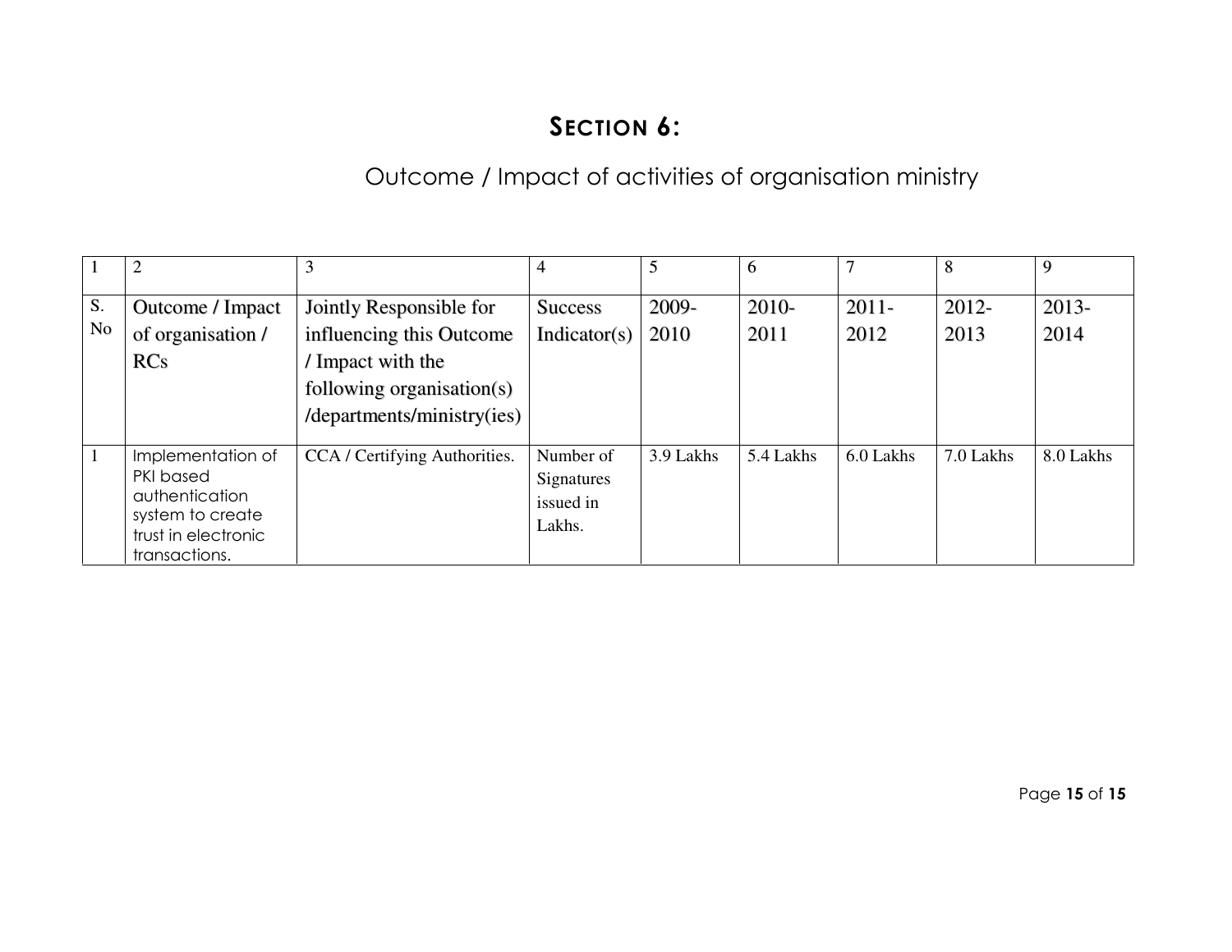# SECTION 6:

## Outcome / Impact of activities of organisation ministry

| 1 | 2 | 3 | 4 | 5 | 6 | 7 | 8 | 9 |
|---|---|---|---|---|---|---|---|---|
| S. No | Outcome / Impact of organisation / RCs | Jointly Responsible for influencing this Outcome / Impact with the following organisation(s) /departments/ministry(ies) | Success Indicator(s) | 2009-2010 | 2010-2011 | 2011-2012 | 2012-2013 | 2013-2014 |
| 1 | Implementation of PKI based authentication system to create trust in electronic transactions. | CCA / Certifying Authorities. | Number of Signatures issued in Lakhs. | 3.9 Lakhs | 5.4 Lakhs | 6.0 Lakhs | 7.0 Lakhs | 8.0 Lakhs |